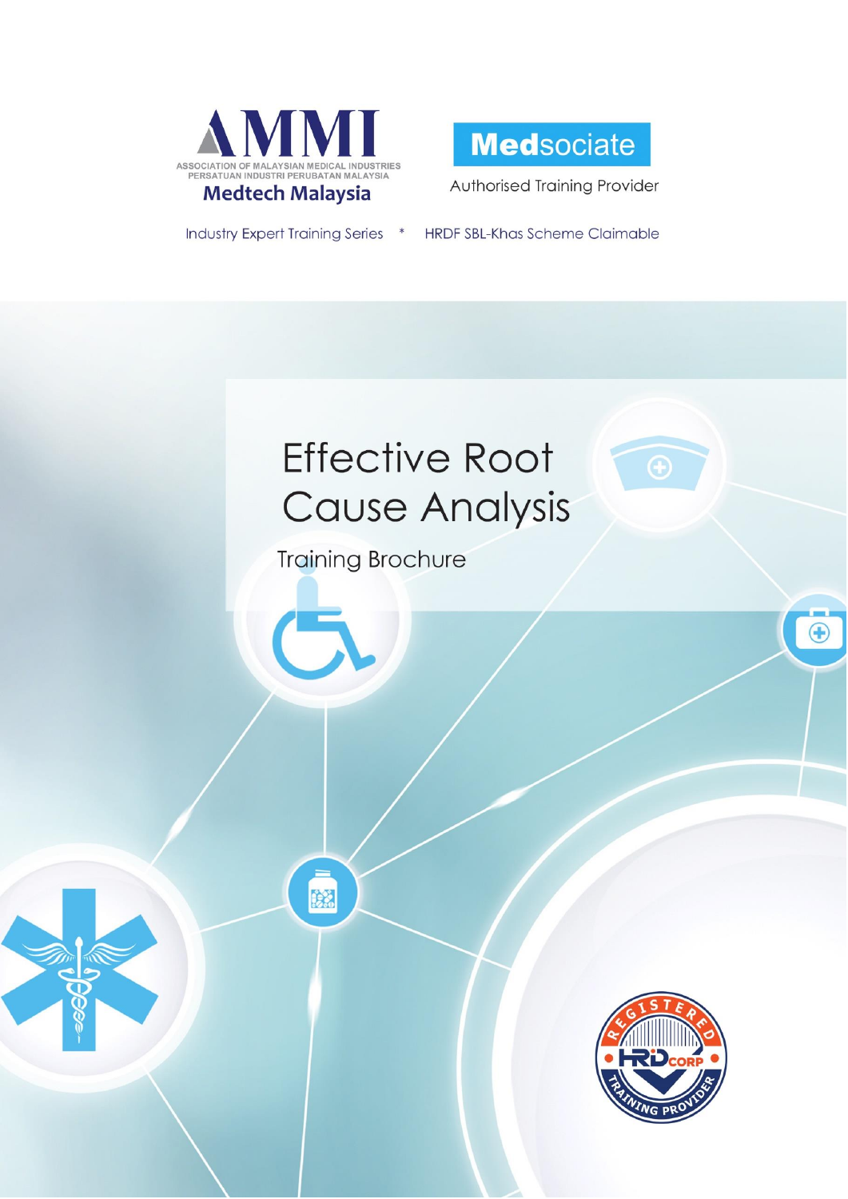AMMI

ASSOCIATION OF MALAYSIAN MEDICAL INDUSTRIES
PERSATUAN INDUSTRI PERUBATAN MALAYSIA

Medtech Malaysia

Medsociate

Authorised Training Provider

Industry Expert Training Series * HRDF SBL-Khas Scheme Claimable

# Effective Root Cause Analysis

## Training Brochure

REGISTERED HRD CORP TRAINING PROVIDER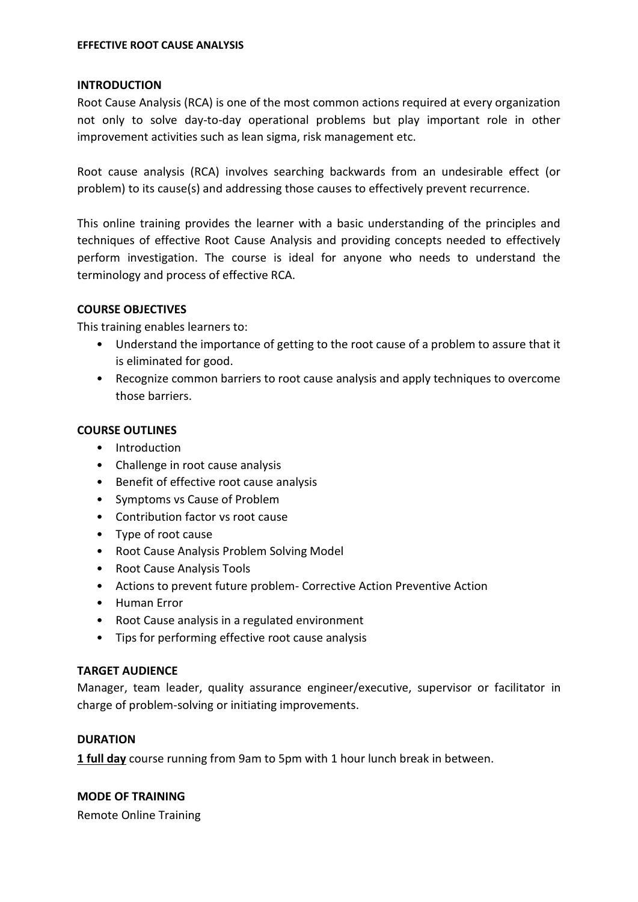**EFFECTIVE ROOT CAUSE ANALYSIS**

## INTRODUCTION

Root Cause Analysis (RCA) is one of the most common actions required at every organization not only to solve day-to-day operational problems but play important role in other improvement activities such as lean sigma, risk management etc.

Root cause analysis (RCA) involves searching backwards from an undesirable effect (or problem) to its cause(s) and addressing those causes to effectively prevent recurrence.

This online training provides the learner with a basic understanding of the principles and techniques of effective Root Cause Analysis and providing concepts needed to effectively perform investigation. The course is ideal for anyone who needs to understand the terminology and process of effective RCA.

## COURSE OBJECTIVES

This training enables learners to:

- Understand the importance of getting to the root cause of a problem to assure that it is eliminated for good.
- Recognize common barriers to root cause analysis and apply techniques to overcome those barriers.

## COURSE OUTLINES

- Introduction
- Challenge in root cause analysis
- Benefit of effective root cause analysis
- Symptoms vs Cause of Problem
- Contribution factor vs root cause
- Type of root cause
- Root Cause Analysis Problem Solving Model
- Root Cause Analysis Tools
- Actions to prevent future problem- Corrective Action Preventive Action
- Human Error
- Root Cause analysis in a regulated environment
- Tips for performing effective root cause analysis

## TARGET AUDIENCE

Manager, team leader, quality assurance engineer/executive, supervisor or facilitator in charge of problem-solving or initiating improvements.

## DURATION

**1 full day** course running from 9am to 5pm with 1 hour lunch break in between.

## MODE OF TRAINING

Remote Online Training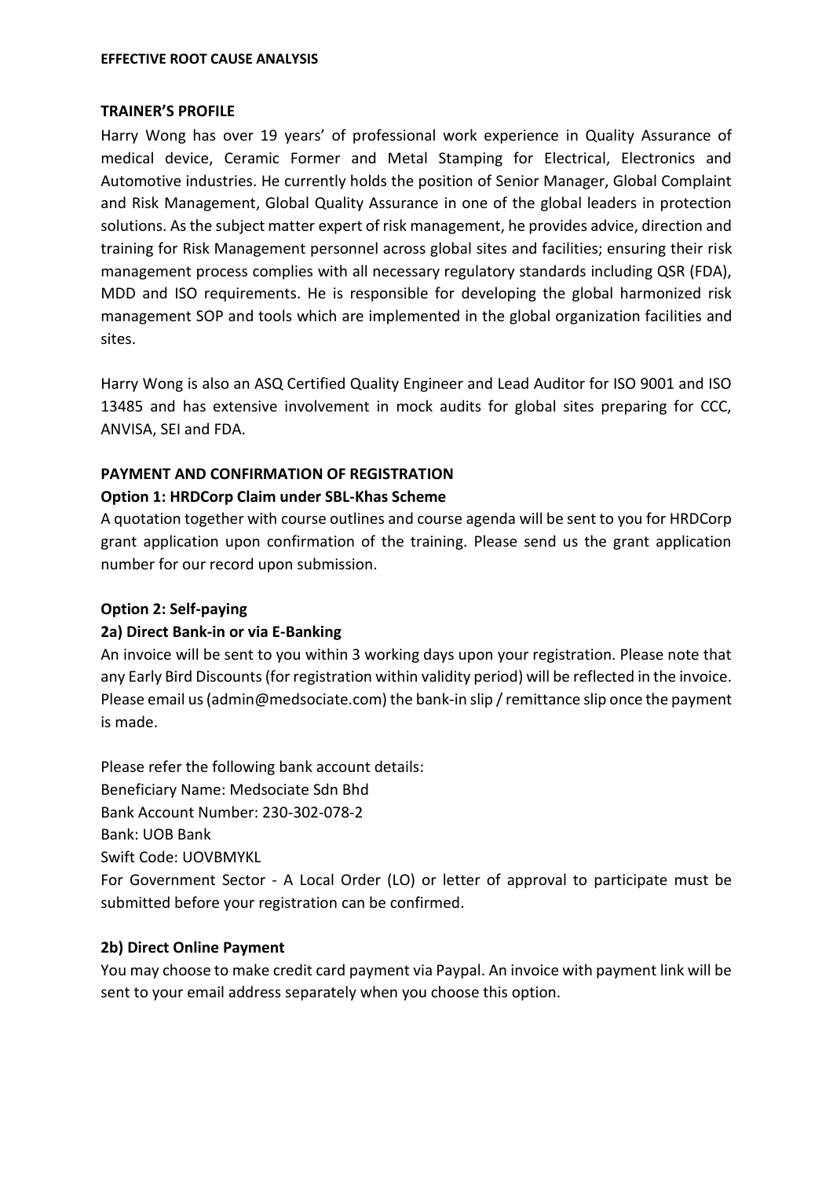## TRAINER'S PROFILE

Harry Wong has over 19 years' of professional work experience in Quality Assurance of medical device, Ceramic Former and Metal Stamping for Electrical, Electronics and Automotive industries. He currently holds the position of Senior Manager, Global Complaint and Risk Management, Global Quality Assurance in one of the global leaders in protection solutions. As the subject matter expert of risk management, he provides advice, direction and training for Risk Management personnel across global sites and facilities; ensuring their risk management process complies with all necessary regulatory standards including QSR (FDA), MDD and ISO requirements. He is responsible for developing the global harmonized risk management SOP and tools which are implemented in the global organization facilities and sites.

Harry Wong is also an ASQ Certified Quality Engineer and Lead Auditor for ISO 9001 and ISO 13485 and has extensive involvement in mock audits for global sites preparing for CCC, ANVISA, SEI and FDA.

## PAYMENT AND CONFIRMATION OF REGISTRATION

### Option 1: HRDCorp Claim under SBL-Khas Scheme

A quotation together with course outlines and course agenda will be sent to you for HRDCorp grant application upon confirmation of the training. Please send us the grant application number for our record upon submission.

### Option 2: Self-paying

#### 2a) Direct Bank-in or via E-Banking

An invoice will be sent to you within 3 working days upon your registration. Please note that any Early Bird Discounts (for registration within validity period) will be reflected in the invoice. Please email us (admin@medsociate.com) the bank-in slip / remittance slip once the payment is made.

Please refer the following bank account details:
Beneficiary Name: Medsociate Sdn Bhd
Bank Account Number: 230-302-078-2
Bank: UOB Bank
Swift Code: UOVBMYKL
For Government Sector - A Local Order (LO) or letter of approval to participate must be submitted before your registration can be confirmed.

#### 2b) Direct Online Payment

You may choose to make credit card payment via Paypal. An invoice with payment link will be sent to your email address separately when you choose this option.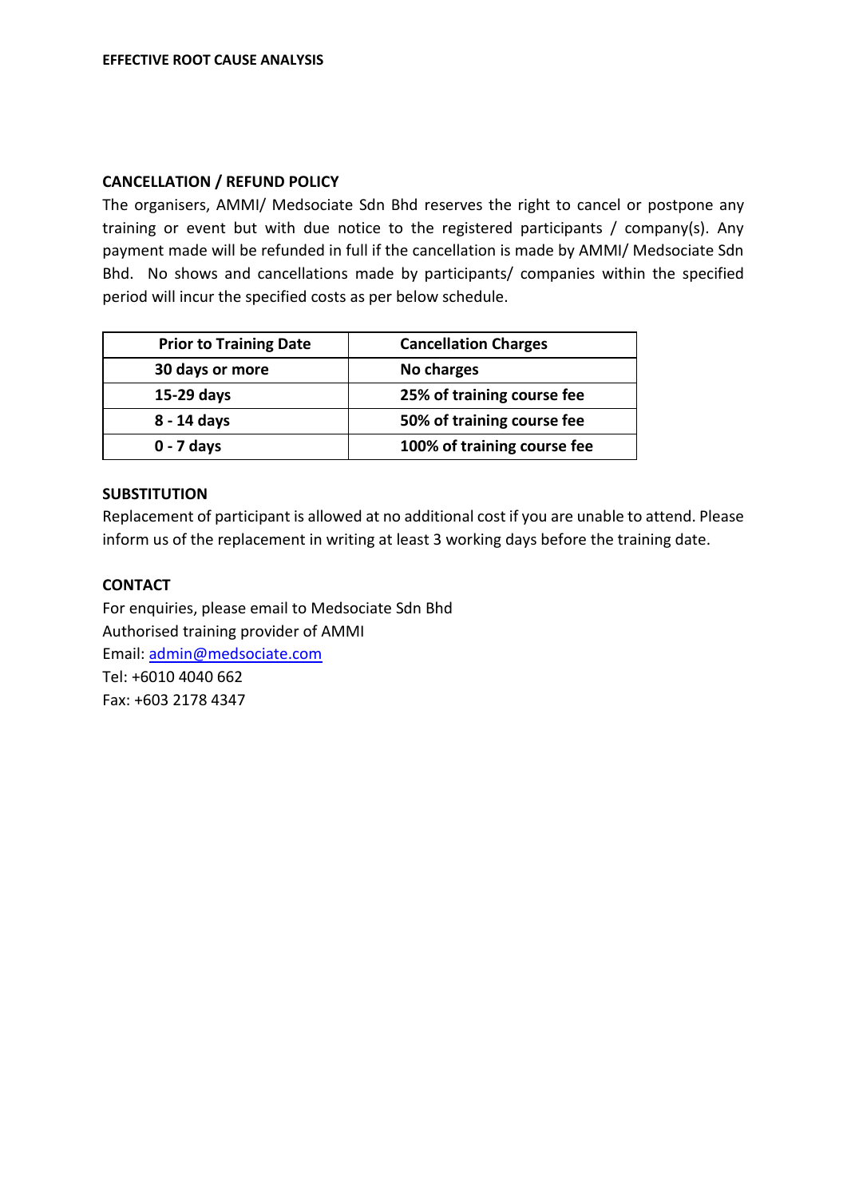## CANCELLATION / REFUND POLICY

The organisers, AMMI/ Medsociate Sdn Bhd reserves the right to cancel or postpone any training or event but with due notice to the registered participants / company(s). Any payment made will be refunded in full if the cancellation is made by AMMI/ Medsociate Sdn Bhd. No shows and cancellations made by participants/ companies within the specified period will incur the specified costs as per below schedule.

| Prior to Training Date | Cancellation Charges |
|---|---|
| **30 days or more** | **No charges** |
| **15-29 days** | **25% of training course fee** |
| **8 - 14 days** | **50% of training course fee** |
| **0 - 7 days** | **100% of training course fee** |

## SUBSTITUTION

Replacement of participant is allowed at no additional cost if you are unable to attend. Please inform us of the replacement in writing at least 3 working days before the training date.

## CONTACT

For enquiries, please email to Medsociate Sdn Bhd
Authorised training provider of AMMI
Email: admin@medsociate.com
Tel: +6010 4040 662
Fax: +603 2178 4347